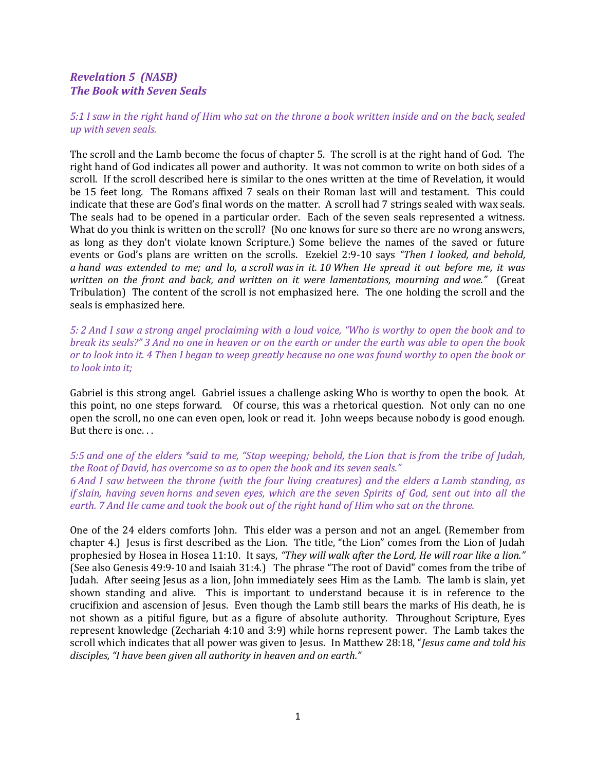## *Revelation 5 (NASB)*
## *The Book with Seven Seals*

*5:1 I saw in the right hand of Him who sat on the throne a book written inside and on the back, sealed up with seven seals.*

The scroll and the Lamb become the focus of chapter 5. The scroll is at the right hand of God. The right hand of God indicates all power and authority. It was not common to write on both sides of a scroll. If the scroll described here is similar to the ones written at the time of Revelation, it would be 15 feet long. The Romans affixed 7 seals on their Roman last will and testament. This could indicate that these are God's final words on the matter. A scroll had 7 strings sealed with wax seals. The seals had to be opened in a particular order. Each of the seven seals represented a witness. What do you think is written on the scroll? (No one knows for sure so there are no wrong answers, as long as they don't violate known Scripture.) Some believe the names of the saved or future events or God's plans are written on the scrolls. Ezekiel 2:9-10 says *"Then I looked, and behold, a hand was extended to me; and lo, a scroll was in it. 10 When He spread it out before me, it was written on the front and back, and written on it were lamentations, mourning and woe."* (Great Tribulation) The content of the scroll is not emphasized here. The one holding the scroll and the seals is emphasized here.

*5: 2 And I saw a strong angel proclaiming with a loud voice, "Who is worthy to open the book and to break its seals?" 3 And no one in heaven or on the earth or under the earth was able to open the book or to look into it. 4 Then I began to weep greatly because no one was found worthy to open the book or to look into it;*

Gabriel is this strong angel. Gabriel issues a challenge asking Who is worthy to open the book. At this point, no one steps forward. Of course, this was a rhetorical question. Not only can no one open the scroll, no one can even open, look or read it. John weeps because nobody is good enough. But there is one. . .

*5:5 and one of the elders *said to me, "Stop weeping; behold, the Lion that is from the tribe of Judah, the Root of David, has overcome so as to open the book and its seven seals."*
*6 And I saw between the throne (with the four living creatures) and the elders a Lamb standing, as if slain, having seven horns and seven eyes, which are the seven Spirits of God, sent out into all the earth. 7 And He came and took the book out of the right hand of Him who sat on the throne.*

One of the 24 elders comforts John. This elder was a person and not an angel. (Remember from chapter 4.) Jesus is first described as the Lion. The title, "the Lion" comes from the Lion of Judah prophesied by Hosea in Hosea 11:10. It says, *"They will walk after the Lord, He will roar like a lion."* (See also Genesis 49:9-10 and Isaiah 31:4.) The phrase "The root of David" comes from the tribe of Judah. After seeing Jesus as a lion, John immediately sees Him as the Lamb. The lamb is slain, yet shown standing and alive. This is important to understand because it is in reference to the crucifixion and ascension of Jesus. Even though the Lamb still bears the marks of His death, he is not shown as a pitiful figure, but as a figure of absolute authority. Throughout Scripture, Eyes represent knowledge (Zechariah 4:10 and 3:9) while horns represent power. The Lamb takes the scroll which indicates that all power was given to Jesus. In Matthew 28:18, "*Jesus came and told his disciples, "I have been given all authority in heaven and on earth."*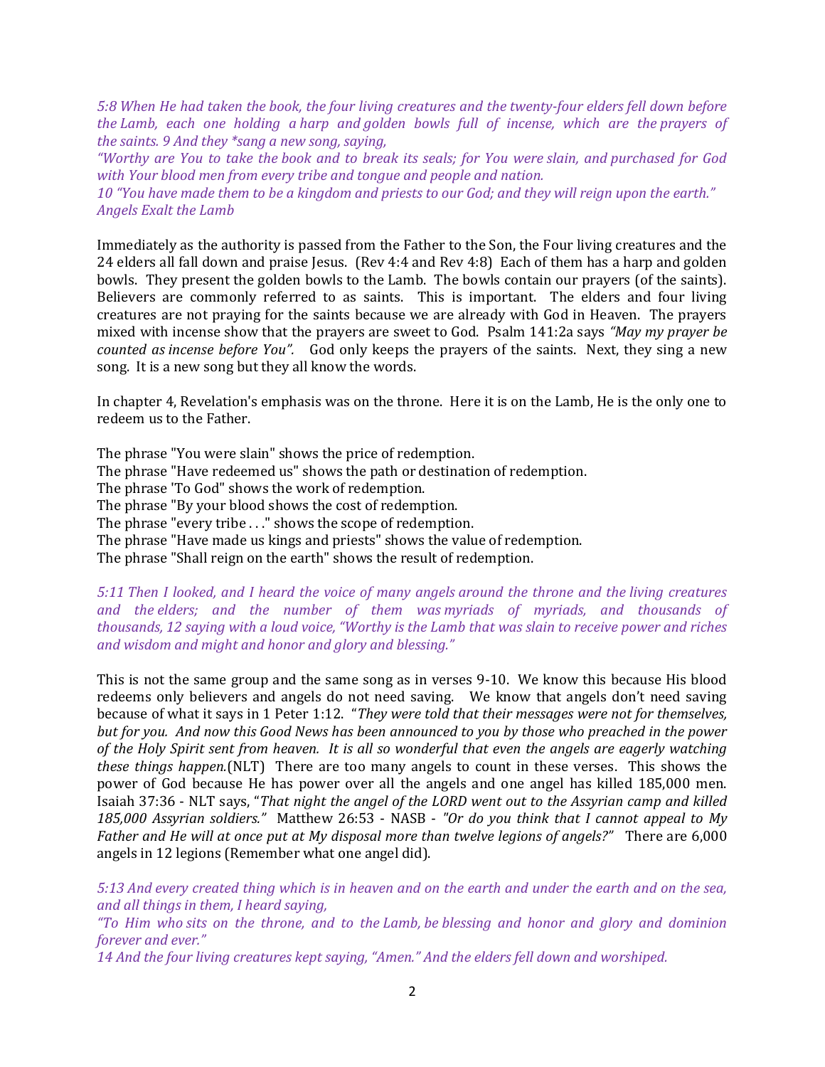*5:8 When He had taken the book, the four living creatures and the twenty-four elders fell down before the Lamb, each one holding a harp and golden bowls full of incense, which are the prayers of the saints. 9 And they *sang a new song, saying,*

*"Worthy are You to take the book and to break its seals; for You were slain, and purchased for God with Your blood men from every tribe and tongue and people and nation.*

*10 "You have made them to be a kingdom and priests to our God; and they will reign upon the earth."*

*Angels Exalt the Lamb*

Immediately as the authority is passed from the Father to the Son, the Four living creatures and the 24 elders all fall down and praise Jesus. (Rev 4:4 and Rev 4:8) Each of them has a harp and golden bowls. They present the golden bowls to the Lamb. The bowls contain our prayers (of the saints). Believers are commonly referred to as saints. This is important. The elders and four living creatures are not praying for the saints because we are already with God in Heaven. The prayers mixed with incense show that the prayers are sweet to God. Psalm 141:2a says *"May my prayer be counted as incense before You".* God only keeps the prayers of the saints. Next, they sing a new song. It is a new song but they all know the words.

In chapter 4, Revelation's emphasis was on the throne. Here it is on the Lamb, He is the only one to redeem us to the Father.

The phrase "You were slain" shows the price of redemption.
The phrase "Have redeemed us" shows the path or destination of redemption.
The phrase 'To God" shows the work of redemption.
The phrase "By your blood shows the cost of redemption.
The phrase "every tribe . . ." shows the scope of redemption.
The phrase "Have made us kings and priests" shows the value of redemption.
The phrase "Shall reign on the earth" shows the result of redemption.

*5:11 Then I looked, and I heard the voice of many angels around the throne and the living creatures and the elders; and the number of them was myriads of myriads, and thousands of thousands, 12 saying with a loud voice, "Worthy is the Lamb that was slain to receive power and riches and wisdom and might and honor and glory and blessing."*

This is not the same group and the same song as in verses 9-10. We know this because His blood redeems only believers and angels do not need saving. We know that angels don't need saving because of what it says in 1 Peter 1:12. "*They were told that their messages were not for themselves, but for you. And now this Good News has been announced to you by those who preached in the power of the Holy Spirit sent from heaven. It is all so wonderful that even the angels are eagerly watching these things happen.*(NLT) There are too many angels to count in these verses. This shows the power of God because He has power over all the angels and one angel has killed 185,000 men. Isaiah 37:36 - NLT says, "*That night the angel of the LORD went out to the Assyrian camp and killed 185,000 Assyrian soldiers."* Matthew 26:53 - NASB - *"Or do you think that I cannot appeal to My Father and He will at once put at My disposal more than twelve legions of angels?"* There are 6,000 angels in 12 legions (Remember what one angel did).

*5:13 And every created thing which is in heaven and on the earth and under the earth and on the sea, and all things in them, I heard saying,*

*"To Him who sits on the throne, and to the Lamb, be blessing and honor and glory and dominion forever and ever."*

*14 And the four living creatures kept saying, "Amen." And the elders fell down and worshiped.*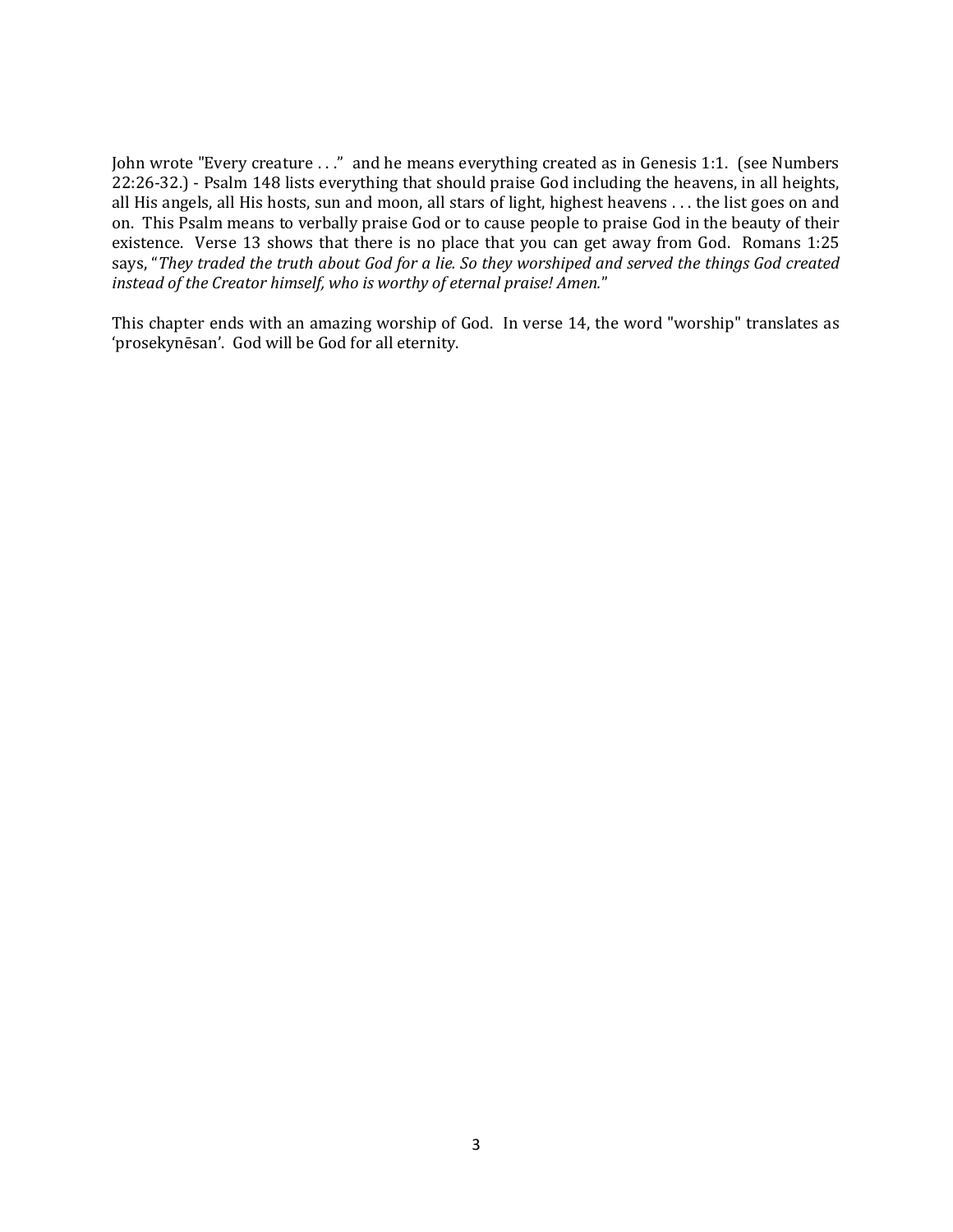John wrote "Every creature . . ." and he means everything created as in Genesis 1:1. (see Numbers 22:26-32.) - Psalm 148 lists everything that should praise God including the heavens, in all heights, all His angels, all His hosts, sun and moon, all stars of light, highest heavens . . . the list goes on and on. This Psalm means to verbally praise God or to cause people to praise God in the beauty of their existence. Verse 13 shows that there is no place that you can get away from God. Romans 1:25 says, "*They traded the truth about God for a lie. So they worshiped and served the things God created instead of the Creator himself, who is worthy of eternal praise! Amen.*"

This chapter ends with an amazing worship of God. In verse 14, the word "worship" translates as 'prosekynēsan'. God will be God for all eternity.